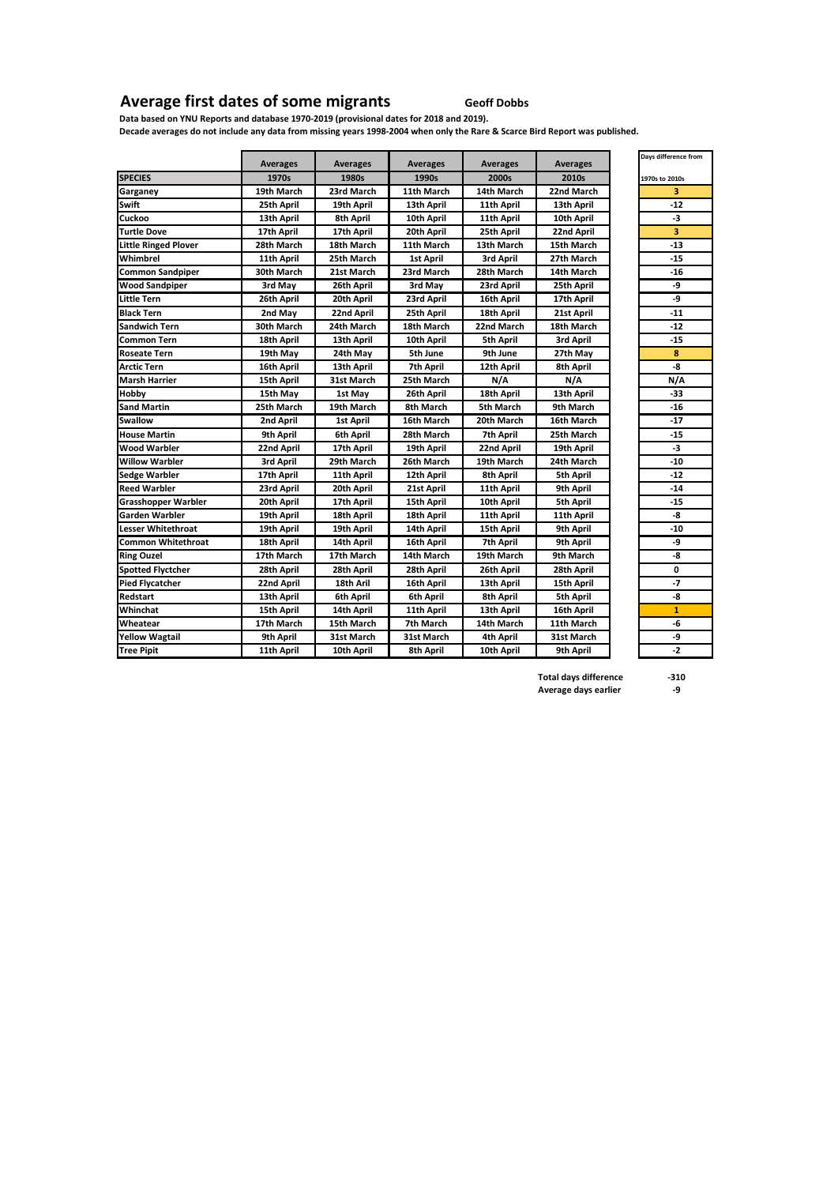# Average first dates of some migrants

**Geoff Dobbs**

**Data based on YNU Reports and database 1970-2019 (provisional dates for 2018 and 2019).**
**Decade averages do not include any data from missing years 1998-2004 when only the Rare & Scarce Bird Report was published.**

| | Averages | Averages | Averages | Averages | Averages | Days difference from |
|---|---|---|---|---|---|---|
| **SPECIES** | **1970s** | **1980s** | **1990s** | **2000s** | **2010s** | **1970s to 2010s** |
| **Garganey** | 19th March | 23rd March | 11th March | 14th March | 22nd March | 3 |
| **Swift** | 25th April | 19th April | 13th April | 11th April | 13th April | -12 |
| **Cuckoo** | 13th April | 8th April | 10th April | 11th April | 10th April | -3 |
| **Turtle Dove** | 17th April | 17th April | 20th April | 25th April | 22nd April | 3 |
| **Little Ringed Plover** | 28th March | 18th March | 11th March | 13th March | 15th March | -13 |
| **Whimbrel** | 11th April | 25th March | 1st April | 3rd April | 27th March | -15 |
| **Common Sandpiper** | 30th March | 21st March | 23rd March | 28th March | 14th March | -16 |
| **Wood Sandpiper** | 3rd May | 26th April | 3rd May | 23rd April | 25th April | -9 |
| **Little Tern** | 26th April | 20th April | 23rd April | 16th April | 17th April | -9 |
| **Black Tern** | 2nd May | 22nd April | 25th April | 18th April | 21st April | -11 |
| **Sandwich Tern** | 30th March | 24th March | 18th March | 22nd March | 18th March | -12 |
| **Common Tern** | 18th April | 13th April | 10th April | 5th April | 3rd April | -15 |
| **Roseate Tern** | 19th May | 24th May | 5th June | 9th June | 27th May | 8 |
| **Arctic Tern** | 16th April | 13th April | 7th April | 12th April | 8th April | -8 |
| **Marsh Harrier** | 15th April | 31st March | 25th March | N/A | N/A | N/A |
| **Hobby** | 15th May | 1st May | 26th April | 18th April | 13th April | -33 |
| **Sand Martin** | 25th March | 19th March | 8th March | 5th March | 9th March | -16 |
| **Swallow** | 2nd April | 1st April | 16th March | 20th March | 16th March | -17 |
| **House Martin** | 9th April | 6th April | 28th March | 7th April | 25th March | -15 |
| **Wood Warbler** | 22nd April | 17th April | 19th April | 22nd April | 19th April | -3 |
| **Willow Warbler** | 3rd April | 29th March | 26th March | 19th March | 24th March | -10 |
| **Sedge Warbler** | 17th April | 11th April | 12th April | 8th April | 5th April | -12 |
| **Reed Warbler** | 23rd April | 20th April | 21st April | 11th April | 9th April | -14 |
| **Grasshopper Warbler** | 20th April | 17th April | 15th April | 10th April | 5th April | -15 |
| **Garden Warbler** | 19th April | 18th April | 18th April | 11th April | 11th April | -8 |
| **Lesser Whitethroat** | 19th April | 19th April | 14th April | 15th April | 9th April | -10 |
| **Common Whitethroat** | 18th April | 14th April | 16th April | 7th April | 9th April | -9 |
| **Ring Ouzel** | 17th March | 17th March | 14th March | 19th March | 9th March | -8 |
| **Spotted Flyctcher** | 28th April | 28th April | 28th April | 26th April | 28th April | 0 |
| **Pied Flycatcher** | 22nd April | 18th Aril | 16th April | 13th April | 15th April | -7 |
| **Redstart** | 13th April | 6th April | 6th April | 8th April | 5th April | -8 |
| **Whinchat** | 15th April | 14th April | 11th April | 13th April | 16th April | 1 |
| **Wheatear** | 17th March | 15th March | 7th March | 14th March | 11th March | -6 |
| **Yellow Wagtail** | 9th April | 31st March | 31st March | 4th April | 31st March | -9 |
| **Tree Pipit** | 11th April | 10th April | 8th April | 10th April | 9th April | -2 |

**Total days difference** -310
**Average days earlier** -9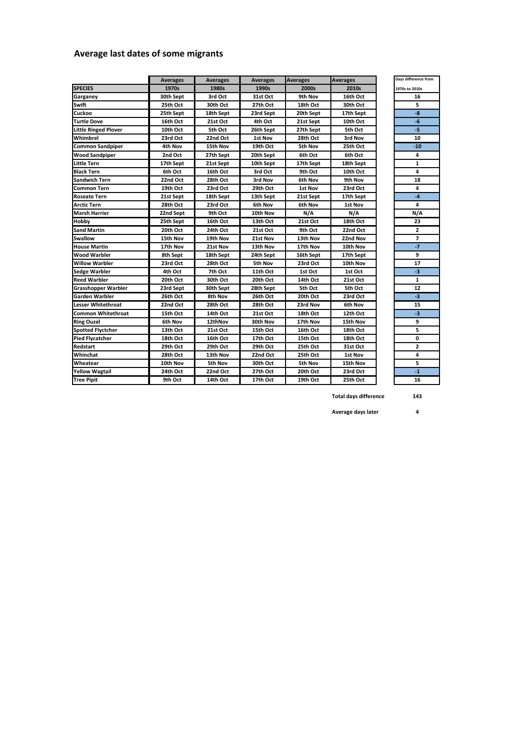# Average last dates of some migrants

| | Averages | Averages | Averages | Averages | Averages | Days difference from |
|---|---|---|---|---|---|---|
| SPECIES | 1970s | 1980s | 1990s | 2000s | 2010s | 1970s to 2010s |
| Garganey | 30th Sept | 3rd Oct | 31st Oct | 9th Nov | 16th Oct | 16 |
| Swift | 25th Oct | 30th Oct | 27th Oct | 18th Oct | 30th Oct | 5 |
| Cuckoo | 25th Sept | 18th Sept | 23rd Sept | 20th Sept | 17th Sept | -8 |
| Turtle Dove | 16th Oct | 21st Oct | 4th Oct | 21st Sept | 10th Oct | -6 |
| Little Ringed Plover | 10th Oct | 5th Oct | 26th Sept | 27th Sept | 5th Oct | -5 |
| Whimbrel | 23rd Oct | 22nd Oct | 1st Nov | 28th Oct | 3rd Nov | 10 |
| Common Sandpiper | 4th Nov | 15th Nov | 19th Oct | 5th Nov | 25th Oct | -10 |
| Wood Sandpiper | 2nd Oct | 27th Sept | 20th Sept | 6th Oct | 6th Oct | 4 |
| Little Tern | 17th Sept | 21st Sept | 10th Sept | 17th Sept | 18th Sept | 1 |
| Black Tern | 6th Oct | 16th Oct | 3rd Oct | 9th Oct | 10th Oct | 4 |
| Sandwich Tern | 22nd Oct | 28th Oct | 3rd Nov | 6th Nov | 9th Nov | 18 |
| Common Tern | 19th Oct | 23rd Oct | 29th Oct | 1st Nov | 23rd Oct | 4 |
| Roseate Tern | 21st Sept | 18th Sept | 13th Sept | 21st Sept | 17th Sept | -4 |
| Arctic Tern | 28th Oct | 23rd Oct | 6th Nov | 6th Nov | 1st Nov | 4 |
| Marsh Harrier | 22nd Sept | 9th Oct | 10th Nov | N/A | N/A | N/A |
| Hobby | 25th Sept | 16th Oct | 13th Oct | 21st Oct | 18th Oct | 23 |
| Sand Martin | 20th Oct | 24th Oct | 21st Oct | 9th Oct | 22nd Oct | 2 |
| Swallow | 15th Nov | 19th Nov | 21st Nov | 13th Nov | 22nd Nov | 7 |
| House Martin | 17th Nov | 21st Nov | 13th Nov | 17th Nov | 10th Nov | -7 |
| Wood Warbler | 8th Sept | 18th Sept | 24th Sept | 16th Sept | 17th Sept | 9 |
| Willow Warbler | 23rd Oct | 28th Oct | 5th Nov | 23rd Oct | 10th Nov | 17 |
| Sedge Warbler | 4th Oct | 7th Oct | 11th Oct | 1st Oct | 1st Oct | -3 |
| Reed Warbler | 20th Oct | 30th Oct | 20th Oct | 14th Oct | 21st Oct | 1 |
| Grasshopper Warbler | 23rd Sept | 30th Sept | 28th Sept | 5th Oct | 5th Oct | 12 |
| Garden Warbler | 26th Oct | 8th Nov | 26th Oct | 20th Oct | 23rd Oct | -3 |
| Lesser Whitethroat | 22nd Oct | 28th Oct | 28th Oct | 23rd Nov | 6th Nov | 15 |
| Common Whitethroat | 15th Oct | 14th Oct | 21st Oct | 18th Oct | 12th Oct | -3 |
| Ring Ouzel | 6th Nov | 12thNov | 30th Nov | 17th Nov | 15th Nov | 9 |
| Spotted Flyctcher | 13th Oct | 21st Oct | 15th Oct | 16th Oct | 18th Oct | 5 |
| Pied Flycatcher | 18th Oct | 16th Oct | 17th Oct | 15th Oct | 18th Oct | 0 |
| Redstart | 29th Oct | 29th Oct | 29th Oct | 25th Oct | 31st Oct | 2 |
| Whinchat | 28th Oct | 13th Nov | 22nd Oct | 25th Oct | 1st Nov | 4 |
| Wheatear | 10th Nov | 5th Nov | 30th Oct | 5th Nov | 15th Nov | 5 |
| Yellow Wagtail | 24th Oct | 22nd Oct | 27th Oct | 20th Oct | 23rd Oct | -1 |
| Tree Pipit | 9th Oct | 14th Oct | 17th Oct | 19th Oct | 25th Oct | 16 |

**Total days difference** 143

**Average days later** 4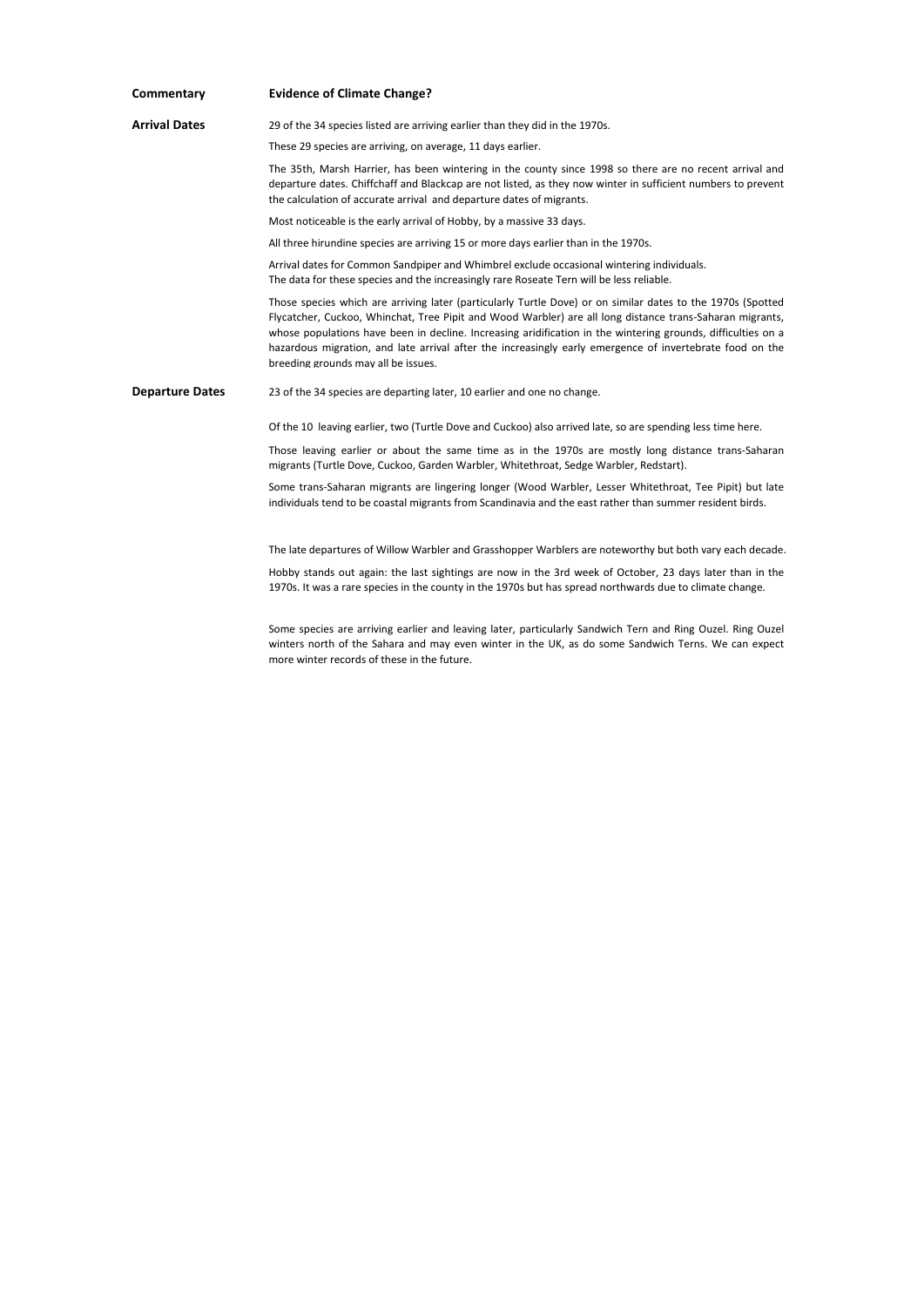**Commentary** **Evidence of Climate Change?**

**Arrival Dates**

29 of the 34 species listed are arriving earlier than they did in the 1970s.

These 29 species are arriving, on average, 11 days earlier.

The 35th, Marsh Harrier, has been wintering in the county since 1998 so there are no recent arrival and departure dates. Chiffchaff and Blackcap are not listed, as they now winter in sufficient numbers to prevent the calculation of accurate arrival and departure dates of migrants.

Most noticeable is the early arrival of Hobby, by a massive 33 days.

All three hirundine species are arriving 15 or more days earlier than in the 1970s.

Arrival dates for Common Sandpiper and Whimbrel exclude occasional wintering individuals.
The data for these species and the increasingly rare Roseate Tern will be less reliable.

Those species which are arriving later (particularly Turtle Dove) or on similar dates to the 1970s (Spotted Flycatcher, Cuckoo, Whinchat, Tree Pipit and Wood Warbler) are all long distance trans-Saharan migrants, whose populations have been in decline. Increasing aridification in the wintering grounds, difficulties on a hazardous migration, and late arrival after the increasingly early emergence of invertebrate food on the breeding grounds may all be issues.

**Departure Dates**

23 of the 34 species are departing later, 10 earlier and one no change.

Of the 10 leaving earlier, two (Turtle Dove and Cuckoo) also arrived late, so are spending less time here.

Those leaving earlier or about the same time as in the 1970s are mostly long distance trans-Saharan migrants (Turtle Dove, Cuckoo, Garden Warbler, Whitethroat, Sedge Warbler, Redstart).

Some trans-Saharan migrants are lingering longer (Wood Warbler, Lesser Whitethroat, Tee Pipit) but late individuals tend to be coastal migrants from Scandinavia and the east rather than summer resident birds.

The late departures of Willow Warbler and Grasshopper Warblers are noteworthy but both vary each decade.

Hobby stands out again: the last sightings are now in the 3rd week of October, 23 days later than in the 1970s. It was a rare species in the county in the 1970s but has spread northwards due to climate change.

Some species are arriving earlier and leaving later, particularly Sandwich Tern and Ring Ouzel. Ring Ouzel winters north of the Sahara and may even winter in the UK, as do some Sandwich Terns. We can expect more winter records of these in the future.